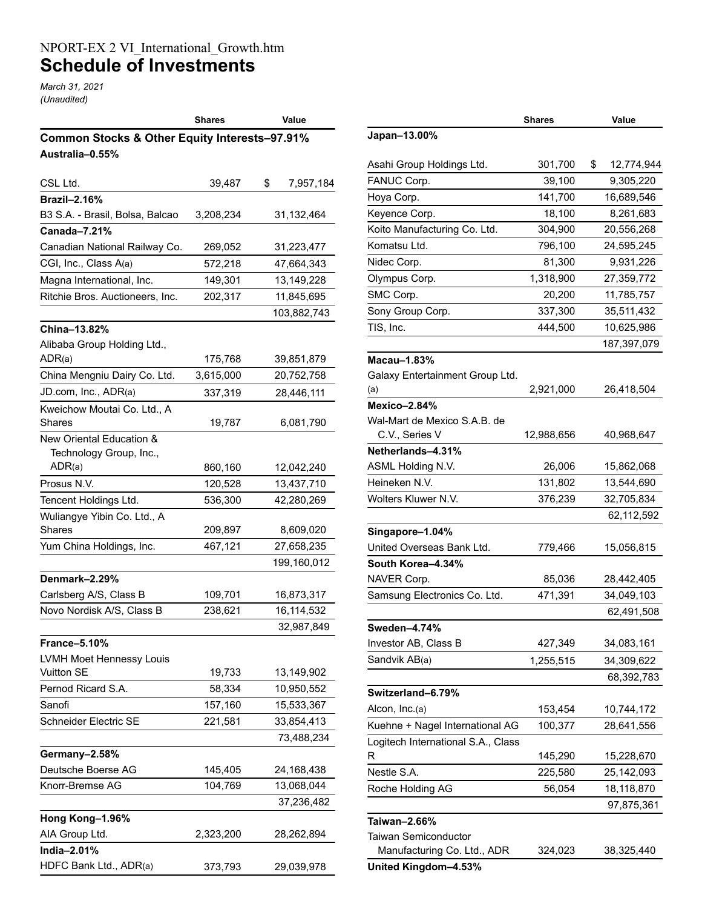NPORT-EX 2 VI_International_Growth.htm

# Schedule of Investments

*March 31, 2021*
*(Unaudited)*

| | Shares | Value |
|---|---|---|
| **Common Stocks & Other Equity Interests–97.91%** | | |
| **Australia–0.55%** | | |
| CSL Ltd. | 39,487 | $ 7,957,184 |
| **Brazil–2.16%** | | |
| B3 S.A. - Brasil, Bolsa, Balcao | 3,208,234 | 31,132,464 |
| **Canada–7.21%** | | |
| Canadian National Railway Co. | 269,052 | 31,223,477 |
| CGI, Inc., Class A(a) | 572,218 | 47,664,343 |
| Magna International, Inc. | 149,301 | 13,149,228 |
| Ritchie Bros. Auctioneers, Inc. | 202,317 | 11,845,695 |
| | | 103,882,743 |
| **China–13.82%** | | |
| Alibaba Group Holding Ltd., ADR(a) | 175,768 | 39,851,879 |
| China Mengniu Dairy Co. Ltd. | 3,615,000 | 20,752,758 |
| JD.com, Inc., ADR(a) | 337,319 | 28,446,111 |
| Kweichow Moutai Co. Ltd., A Shares | 19,787 | 6,081,790 |
| New Oriental Education & Technology Group, Inc., ADR(a) | 860,160 | 12,042,240 |
| Prosus N.V. | 120,528 | 13,437,710 |
| Tencent Holdings Ltd. | 536,300 | 42,280,269 |
| Wuliangye Yibin Co. Ltd., A Shares | 209,897 | 8,609,020 |
| Yum China Holdings, Inc. | 467,121 | 27,658,235 |
| | | 199,160,012 |
| **Denmark–2.29%** | | |
| Carlsberg A/S, Class B | 109,701 | 16,873,317 |
| Novo Nordisk A/S, Class B | 238,621 | 16,114,532 |
| | | 32,987,849 |
| **France–5.10%** | | |
| LVMH Moet Hennessy Louis Vuitton SE | 19,733 | 13,149,902 |
| Pernod Ricard S.A. | 58,334 | 10,950,552 |
| Sanofi | 157,160 | 15,533,367 |
| Schneider Electric SE | 221,581 | 33,854,413 |
| | | 73,488,234 |
| **Germany–2.58%** | | |
| Deutsche Boerse AG | 145,405 | 24,168,438 |
| Knorr-Bremse AG | 104,769 | 13,068,044 |
| | | 37,236,482 |
| **Hong Kong–1.96%** | | |
| AIA Group Ltd. | 2,323,200 | 28,262,894 |
| **India–2.01%** | | |
| HDFC Bank Ltd., ADR(a) | 373,793 | 29,039,978 |
| **Japan–13.00%** | | |
| Asahi Group Holdings Ltd. | 301,700 | $ 12,774,944 |
| FANUC Corp. | 39,100 | 9,305,220 |
| Hoya Corp. | 141,700 | 16,689,546 |
| Keyence Corp. | 18,100 | 8,261,683 |
| Koito Manufacturing Co. Ltd. | 304,900 | 20,556,268 |
| Komatsu Ltd. | 796,100 | 24,595,245 |
| Nidec Corp. | 81,300 | 9,931,226 |
| Olympus Corp. | 1,318,900 | 27,359,772 |
| SMC Corp. | 20,200 | 11,785,757 |
| Sony Group Corp. | 337,300 | 35,511,432 |
| TIS, Inc. | 444,500 | 10,625,986 |
| | | 187,397,079 |
| **Macau–1.83%** | | |
| Galaxy Entertainment Group Ltd. (a) | 2,921,000 | 26,418,504 |
| **Mexico–2.84%** | | |
| Wal-Mart de Mexico S.A.B. de C.V., Series V | 12,988,656 | 40,968,647 |
| **Netherlands–4.31%** | | |
| ASML Holding N.V. | 26,006 | 15,862,068 |
| Heineken N.V. | 131,802 | 13,544,690 |
| Wolters Kluwer N.V. | 376,239 | 32,705,834 |
| | | 62,112,592 |
| **Singapore–1.04%** | | |
| United Overseas Bank Ltd. | 779,466 | 15,056,815 |
| **South Korea–4.34%** | | |
| NAVER Corp. | 85,036 | 28,442,405 |
| Samsung Electronics Co. Ltd. | 471,391 | 34,049,103 |
| | | 62,491,508 |
| **Sweden–4.74%** | | |
| Investor AB, Class B | 427,349 | 34,083,161 |
| Sandvik AB(a) | 1,255,515 | 34,309,622 |
| | | 68,392,783 |
| **Switzerland–6.79%** | | |
| Alcon, Inc.(a) | 153,454 | 10,744,172 |
| Kuehne + Nagel International AG | 100,377 | 28,641,556 |
| Logitech International S.A., Class R | 145,290 | 15,228,670 |
| Nestle S.A. | 225,580 | 25,142,093 |
| Roche Holding AG | 56,054 | 18,118,870 |
| | | 97,875,361 |
| **Taiwan–2.66%** | | |
| Taiwan Semiconductor Manufacturing Co. Ltd., ADR | 324,023 | 38,325,440 |
| **United Kingdom–4.53%** | | |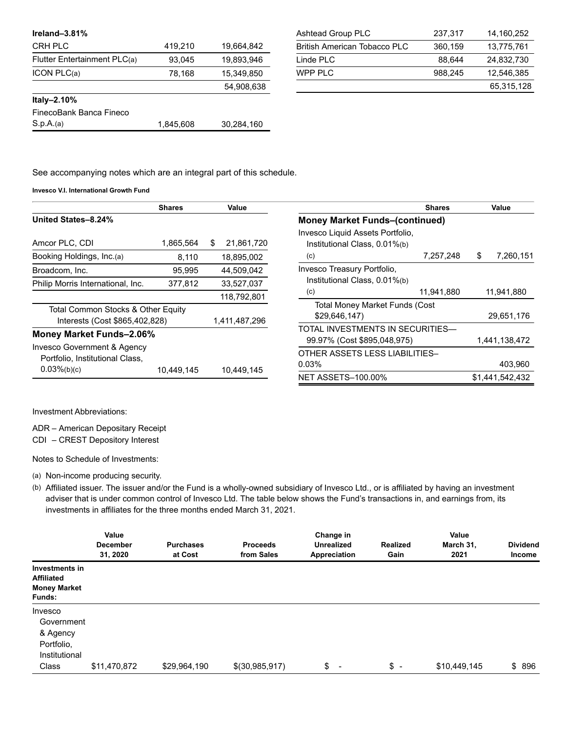| | Shares | Value |
|---|---|---|
| **Ireland–3.81%** | | |
| CRH PLC | 419,210 | 19,664,842 |
| Flutter Entertainment PLC(a) | 93,045 | 19,893,946 |
| ICON PLC(a) | 78,168 | 15,349,850 |
| | | 54,908,638 |
| **Italy–2.10%** | | |
| FinecoBank Banca Fineco S.p.A.(a) | 1,845,608 | 30,284,160 |

| | Shares | Value |
|---|---|---|
| Ashtead Group PLC | 237,317 | 14,160,252 |
| British American Tobacco PLC | 360,159 | 13,775,761 |
| Linde PLC | 88,644 | 24,832,730 |
| WPP PLC | 988,245 | 12,546,385 |
| | | 65,315,128 |

See accompanying notes which are an integral part of this schedule.

**Invesco V.I. International Growth Fund**

| | Shares | Value |
|---|---|---|
| **United States–8.24%** | | |
| Amcor PLC, CDI | 1,865,564 | $ 21,861,720 |
| Booking Holdings, Inc.(a) | 8,110 | 18,895,002 |
| Broadcom, Inc. | 95,995 | 44,509,042 |
| Philip Morris International, Inc. | 377,812 | 33,527,037 |
| | | 118,792,801 |
| Total Common Stocks & Other Equity Interests (Cost $865,402,828) | | 1,411,487,296 |
| **Money Market Funds–2.06%** | | |
| Invesco Government & Agency Portfolio, Institutional Class, 0.03%(b)(c) | 10,449,145 | 10,449,145 |

| | Shares | Value |
|---|---|---|
| **Money Market Funds–(continued)** | | |
| Invesco Liquid Assets Portfolio, Institutional Class, 0.01%(b)(c) | 7,257,248 | $ 7,260,151 |
| Invesco Treasury Portfolio, Institutional Class, 0.01%(b)(c) | 11,941,880 | 11,941,880 |
| Total Money Market Funds (Cost $29,646,147) | | 29,651,176 |
| TOTAL INVESTMENTS IN SECURITIES—99.97% (Cost $895,048,975) | | 1,441,138,472 |
| OTHER ASSETS LESS LIABILITIES–0.03% | | 403,960 |
| NET ASSETS–100.00% | | $1,441,542,432 |

Investment Abbreviations:

ADR – American Depositary Receipt
CDI – CREST Depository Interest

Notes to Schedule of Investments:

(a) Non-income producing security.

(b) Affiliated issuer. The issuer and/or the Fund is a wholly-owned subsidiary of Invesco Ltd., or is affiliated by having an investment adviser that is under common control of Invesco Ltd. The table below shows the Fund's transactions in, and earnings from, its investments in affiliates for the three months ended March 31, 2021.

| | Value December 31, 2020 | Purchases at Cost | Proceeds from Sales | Change in Unrealized Appreciation | Realized Gain | Value March 31, 2021 | Dividend Income |
|---|---|---|---|---|---|---|---|
| **Investments in Affiliated Money Market Funds:** | | | | | | | |
| Invesco Government & Agency Portfolio, Institutional Class | $11,470,872 | $29,964,190 | $(30,985,917) | $ - | $ - | $10,449,145 | $ 896 |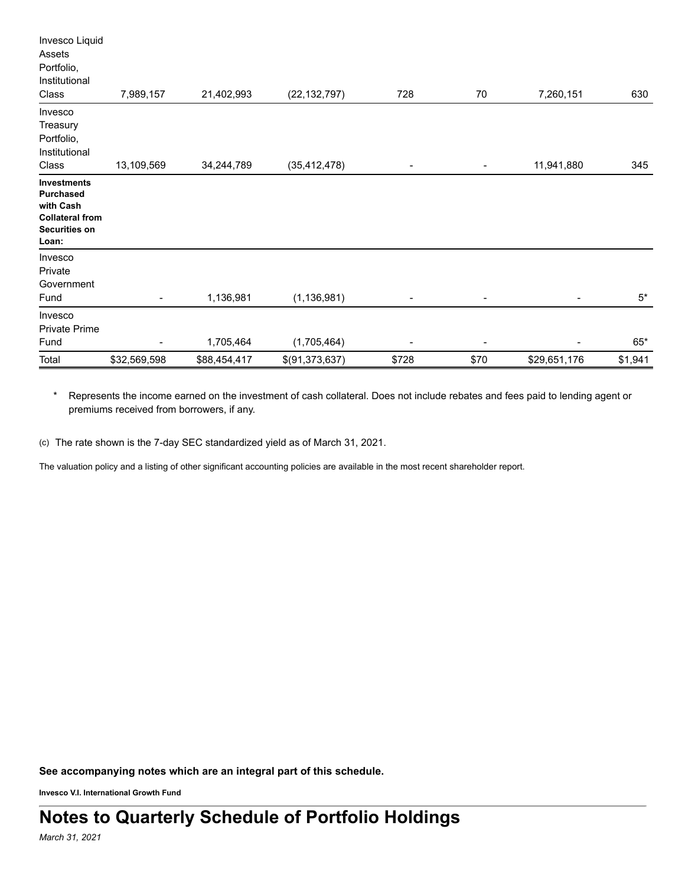| | | | | | | | |
|---|---|---|---|---|---|---|---|
| Invesco Liquid Assets Portfolio, Institutional Class | 7,989,157 | 21,402,993 | (22,132,797) | 728 | 70 | 7,260,151 | 630 |
| Invesco Treasury Portfolio, Institutional Class | 13,109,569 | 34,244,789 | (35,412,478) | - | - | 11,941,880 | 345 |
| **Investments Purchased with Cash Collateral from Securities on Loan:** | | | | | | | |
| Invesco Private Government Fund | - | 1,136,981 | (1,136,981) | - | - | - | 5* |
| Invesco Private Prime Fund | - | 1,705,464 | (1,705,464) | - | - | - | 65* |
| Total | $32,569,598 | $88,454,417 | $(91,373,637) | $728 | $70 | $29,651,176 | $1,941 |

\* Represents the income earned on the investment of cash collateral. Does not include rebates and fees paid to lending agent or premiums received from borrowers, if any.

(c) The rate shown is the 7-day SEC standardized yield as of March 31, 2021.

The valuation policy and a listing of other significant accounting policies are available in the most recent shareholder report.

**See accompanying notes which are an integral part of this schedule.**

**Invesco V.I. International Growth Fund**

# Notes to Quarterly Schedule of Portfolio Holdings

*March 31, 2021*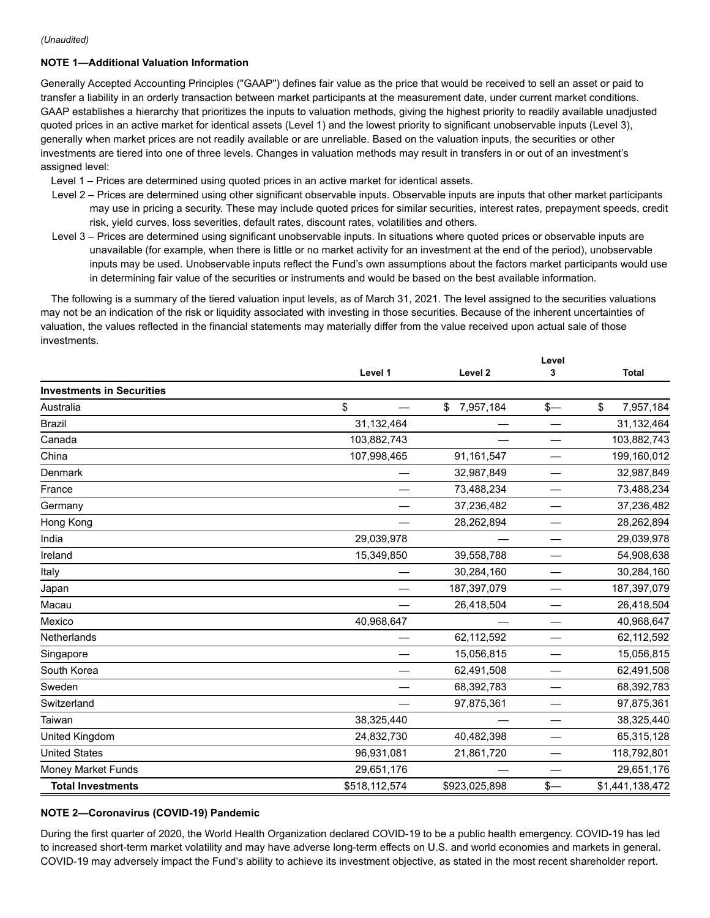*(Unaudited)*

**NOTE 1—Additional Valuation Information**

Generally Accepted Accounting Principles ("GAAP") defines fair value as the price that would be received to sell an asset or paid to transfer a liability in an orderly transaction between market participants at the measurement date, under current market conditions. GAAP establishes a hierarchy that prioritizes the inputs to valuation methods, giving the highest priority to readily available unadjusted quoted prices in an active market for identical assets (Level 1) and the lowest priority to significant unobservable inputs (Level 3), generally when market prices are not readily available or are unreliable. Based on the valuation inputs, the securities or other investments are tiered into one of three levels. Changes in valuation methods may result in transfers in or out of an investment's assigned level:

Level 1 – Prices are determined using quoted prices in an active market for identical assets.

Level 2 – Prices are determined using other significant observable inputs. Observable inputs are inputs that other market participants may use in pricing a security. These may include quoted prices for similar securities, interest rates, prepayment speeds, credit risk, yield curves, loss severities, default rates, discount rates, volatilities and others.

Level 3 – Prices are determined using significant unobservable inputs. In situations where quoted prices or observable inputs are unavailable (for example, when there is little or no market activity for an investment at the end of the period), unobservable inputs may be used. Unobservable inputs reflect the Fund's own assumptions about the factors market participants would use in determining fair value of the securities or instruments and would be based on the best available information.

The following is a summary of the tiered valuation input levels, as of March 31, 2021. The level assigned to the securities valuations may not be an indication of the risk or liquidity associated with investing in those securities. Because of the inherent uncertainties of valuation, the values reflected in the financial statements may materially differ from the value received upon actual sale of those investments.

| | Level 1 | Level 2 | Level 3 | Total |
|---|---|---|---|---|
| **Investments in Securities** | | | | |
| Australia | $ — | $ 7,957,184 | $— | $ 7,957,184 |
| Brazil | 31,132,464 | — | — | 31,132,464 |
| Canada | 103,882,743 | — | — | 103,882,743 |
| China | 107,998,465 | 91,161,547 | — | 199,160,012 |
| Denmark | — | 32,987,849 | — | 32,987,849 |
| France | — | 73,488,234 | — | 73,488,234 |
| Germany | — | 37,236,482 | — | 37,236,482 |
| Hong Kong | — | 28,262,894 | — | 28,262,894 |
| India | 29,039,978 | — | — | 29,039,978 |
| Ireland | 15,349,850 | 39,558,788 | — | 54,908,638 |
| Italy | — | 30,284,160 | — | 30,284,160 |
| Japan | — | 187,397,079 | — | 187,397,079 |
| Macau | — | 26,418,504 | — | 26,418,504 |
| Mexico | 40,968,647 | — | — | 40,968,647 |
| Netherlands | — | 62,112,592 | — | 62,112,592 |
| Singapore | — | 15,056,815 | — | 15,056,815 |
| South Korea | — | 62,491,508 | — | 62,491,508 |
| Sweden | — | 68,392,783 | — | 68,392,783 |
| Switzerland | — | 97,875,361 | — | 97,875,361 |
| Taiwan | 38,325,440 | — | — | 38,325,440 |
| United Kingdom | 24,832,730 | 40,482,398 | — | 65,315,128 |
| United States | 96,931,081 | 21,861,720 | — | 118,792,801 |
| Money Market Funds | 29,651,176 | — | — | 29,651,176 |
| **Total Investments** | $518,112,574 | $923,025,898 | $— | $1,441,138,472 |

**NOTE 2—Coronavirus (COVID-19) Pandemic**

During the first quarter of 2020, the World Health Organization declared COVID-19 to be a public health emergency. COVID-19 has led to increased short-term market volatility and may have adverse long-term effects on U.S. and world economies and markets in general. COVID-19 may adversely impact the Fund's ability to achieve its investment objective, as stated in the most recent shareholder report.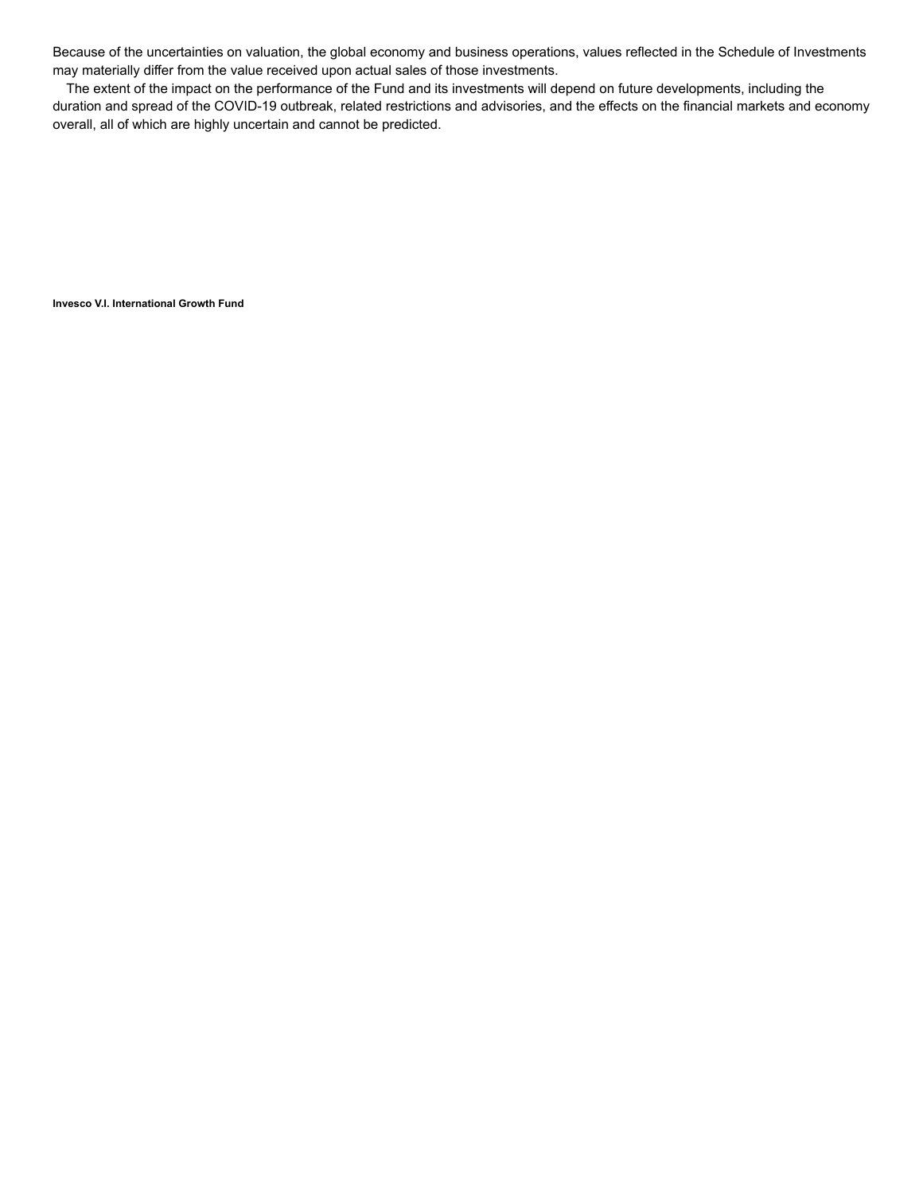Because of the uncertainties on valuation, the global economy and business operations, values reflected in the Schedule of Investments may materially differ from the value received upon actual sales of those investments.

The extent of the impact on the performance of the Fund and its investments will depend on future developments, including the duration and spread of the COVID-19 outbreak, related restrictions and advisories, and the effects on the financial markets and economy overall, all of which are highly uncertain and cannot be predicted.